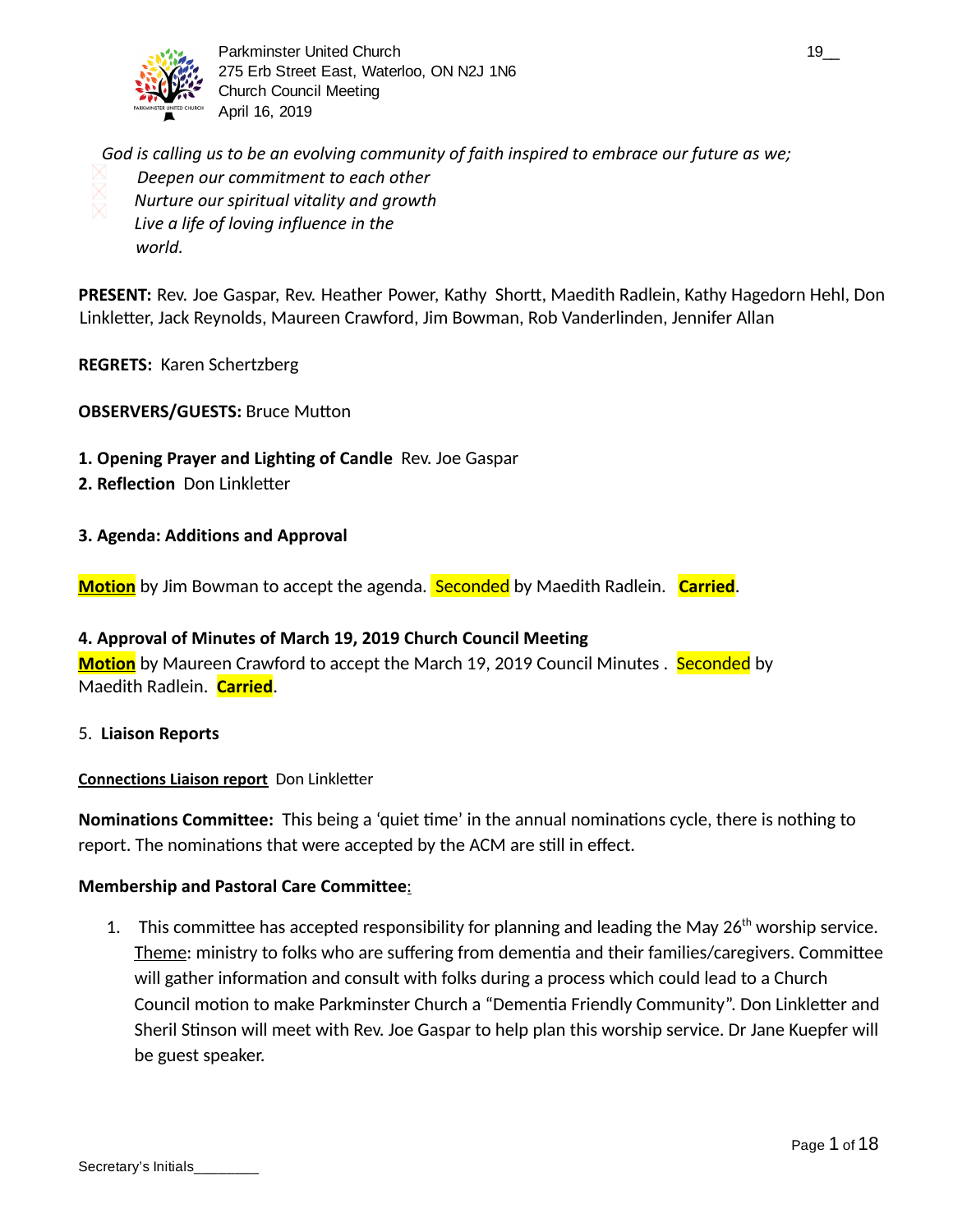Parkminster United Church
275 Erb Street East, Waterloo, ON N2J 1N6
Church Council Meeting
April 16, 2019

19__

*God is calling us to be an evolving community of faith inspired to embrace our future as we;*
- *Deepen our commitment to each other*
- *Nurture our spiritual vitality and growth*
- *Live a life of loving influence in the world.*

**PRESENT:** Rev. Joe Gaspar, Rev. Heather Power, Kathy Shortt, Maedith Radlein, Kathy Hagedorn Hehl, Don Linkletter, Jack Reynolds, Maureen Crawford, Jim Bowman, Rob Vanderlinden, Jennifer Allan

**REGRETS:** Karen Schertzberg

**OBSERVERS/GUESTS:** Bruce Mutton

**1. Opening Prayer and Lighting of Candle** Rev. Joe Gaspar
**2. Reflection** Don Linkletter

**3. Agenda: Additions and Approval**

**Motion** by Jim Bowman to accept the agenda. Seconded by Maedith Radlein. **Carried**.

**4. Approval of Minutes of March 19, 2019 Church Council Meeting**
**Motion** by Maureen Crawford to accept the March 19, 2019 Council Minutes . Seconded by Maedith Radlein. **Carried**.

5. **Liaison Reports**

**Connections Liaison report** Don Linkletter

**Nominations Committee:** This being a 'quiet time' in the annual nominations cycle, there is nothing to report. The nominations that were accepted by the ACM are still in effect.

**Membership and Pastoral Care Committee**:

1. This committee has accepted responsibility for planning and leading the May 26th worship service. Theme: ministry to folks who are suffering from dementia and their families/caregivers. Committee will gather information and consult with folks during a process which could lead to a Church Council motion to make Parkminster Church a "Dementia Friendly Community". Don Linkletter and Sheril Stinson will meet with Rev. Joe Gaspar to help plan this worship service. Dr Jane Kuepfer will be guest speaker.

Secretary's Initials________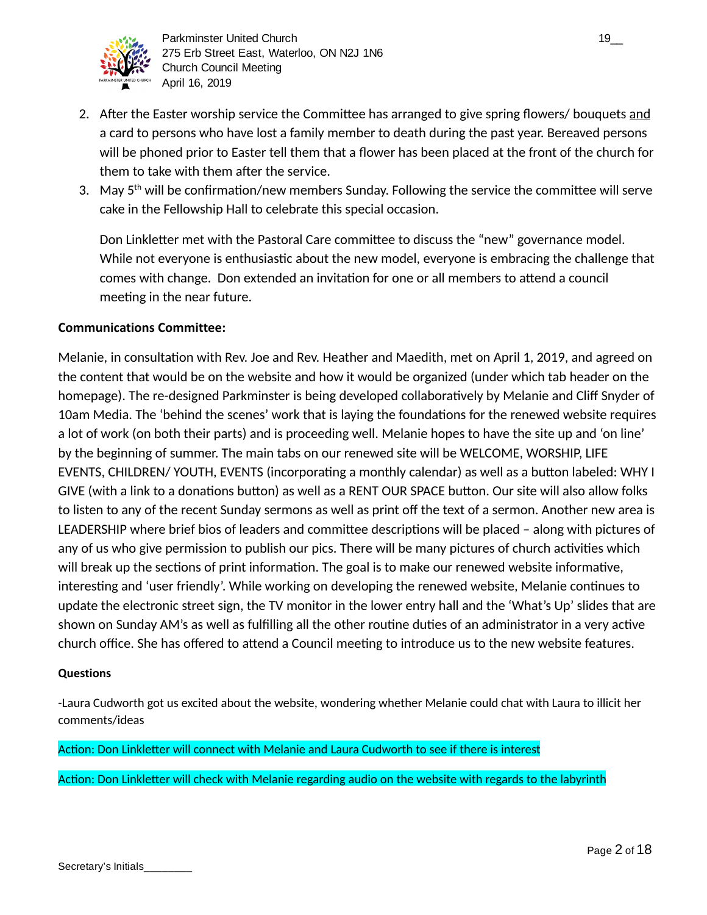2. After the Easter worship service the Committee has arranged to give spring flowers/ bouquets and a card to persons who have lost a family member to death during the past year. Bereaved persons will be phoned prior to Easter tell them that a flower has been placed at the front of the church for them to take with them after the service.
3. May 5th will be confirmation/new members Sunday. Following the service the committee will serve cake in the Fellowship Hall to celebrate this special occasion.

   Don Linkletter met with the Pastoral Care committee to discuss the "new" governance model. While not everyone is enthusiastic about the new model, everyone is embracing the challenge that comes with change. Don extended an invitation for one or all members to attend a council meeting in the near future.

**Communications Committee:**

Melanie, in consultation with Rev. Joe and Rev. Heather and Maedith, met on April 1, 2019, and agreed on the content that would be on the website and how it would be organized (under which tab header on the homepage). The re-designed Parkminster is being developed collaboratively by Melanie and Cliff Snyder of 10am Media. The 'behind the scenes' work that is laying the foundations for the renewed website requires a lot of work (on both their parts) and is proceeding well. Melanie hopes to have the site up and 'on line' by the beginning of summer. The main tabs on our renewed site will be WELCOME, WORSHIP, LIFE EVENTS, CHILDREN/ YOUTH, EVENTS (incorporating a monthly calendar) as well as a button labeled: WHY I GIVE (with a link to a donations button) as well as a RENT OUR SPACE button. Our site will also allow folks to listen to any of the recent Sunday sermons as well as print off the text of a sermon. Another new area is LEADERSHIP where brief bios of leaders and committee descriptions will be placed – along with pictures of any of us who give permission to publish our pics. There will be many pictures of church activities which will break up the sections of print information. The goal is to make our renewed website informative, interesting and 'user friendly'. While working on developing the renewed website, Melanie continues to update the electronic street sign, the TV monitor in the lower entry hall and the 'What's Up' slides that are shown on Sunday AM's as well as fulfilling all the other routine duties of an administrator in a very active church office. She has offered to attend a Council meeting to introduce us to the new website features.

**Questions**

-Laura Cudworth got us excited about the website, wondering whether Melanie could chat with Laura to illicit her comments/ideas

Action: Don Linkletter will connect with Melanie and Laura Cudworth to see if there is interest

Action: Don Linkletter will check with Melanie regarding audio on the website with regards to the labyrinth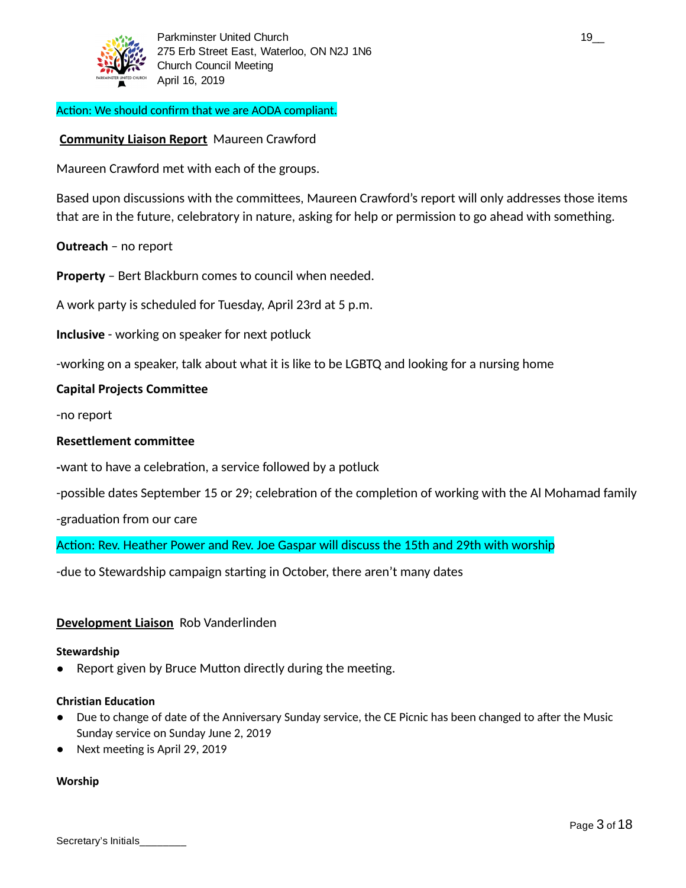Action: We should confirm that we are AODA compliant.

**Community Liaison Report** Maureen Crawford

Maureen Crawford met with each of the groups.

Based upon discussions with the committees, Maureen Crawford's report will only addresses those items that are in the future, celebratory in nature, asking for help or permission to go ahead with something.

**Outreach** – no report

**Property** – Bert Blackburn comes to council when needed.

A work party is scheduled for Tuesday, April 23rd at 5 p.m.

**Inclusive** - working on speaker for next potluck

-working on a speaker, talk about what it is like to be LGBTQ and looking for a nursing home

**Capital Projects Committee**

-no report

**Resettlement committee**

**-**want to have a celebration, a service followed by a potluck

-possible dates September 15 or 29; celebration of the completion of working with the Al Mohamad family

-graduation from our care

Action: Rev. Heather Power and Rev. Joe Gaspar will discuss the 15th and 29th with worship

-due to Stewardship campaign starting in October, there aren't many dates

**Development Liaison** Rob Vanderlinden

**Stewardship**

- Report given by Bruce Mutton directly during the meeting.

**Christian Education**

- Due to change of date of the Anniversary Sunday service, the CE Picnic has been changed to after the Music Sunday service on Sunday June 2, 2019
- Next meeting is April 29, 2019

**Worship**

Secretary's Initials________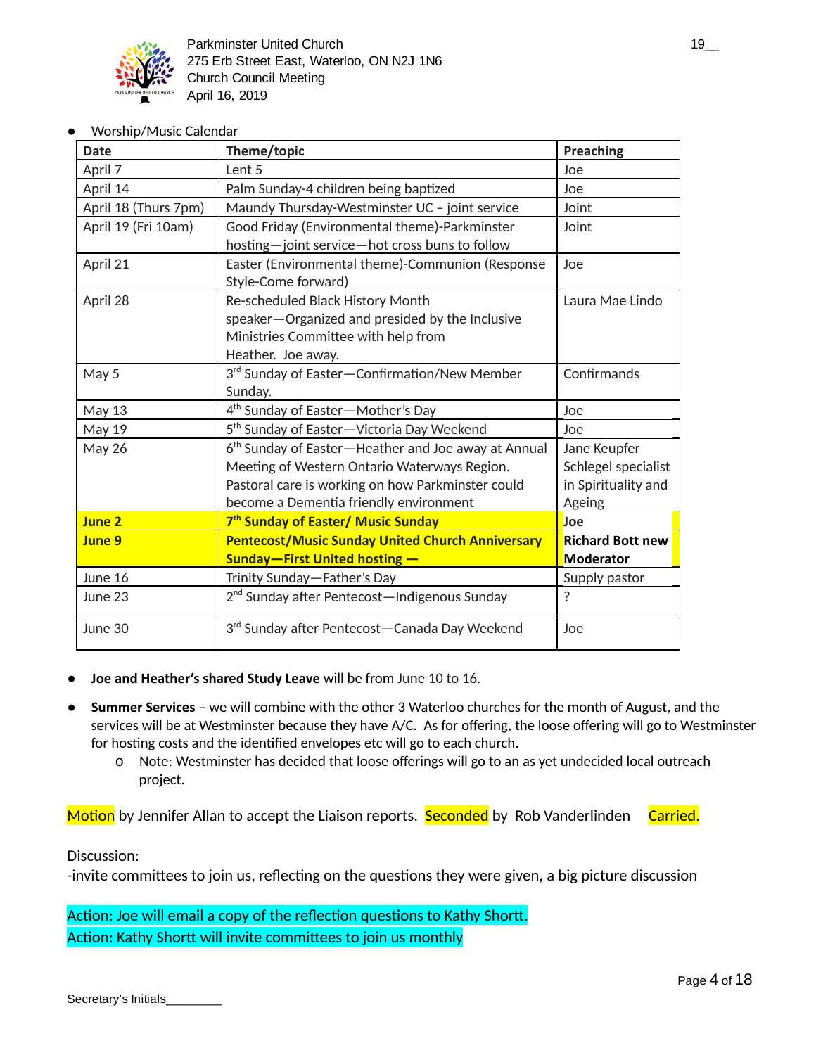- Worship/Music Calendar

| Date | Theme/topic | Preaching |
|---|---|---|
| April 7 | Lent 5 | Joe |
| April 14 | Palm Sunday-4 children being baptized | Joe |
| April 18 (Thurs 7pm) | Maundy Thursday-Westminster UC – joint service | Joint |
| April 19 (Fri 10am) | Good Friday (Environmental theme)-Parkminster hosting—joint service—hot cross buns to follow | Joint |
| April 21 | Easter (Environmental theme)-Communion (Response Style-Come forward) | Joe |
| April 28 | Re-scheduled Black History Month speaker—Organized and presided by the Inclusive Ministries Committee with help from Heather. Joe away. | Laura Mae Lindo |
| May 5 | 3rd Sunday of Easter—Confirmation/New Member Sunday. | Confirmands |
| May 13 | 4th Sunday of Easter—Mother's Day | Joe |
| May 19 | 5th Sunday of Easter—Victoria Day Weekend | Joe |
| May 26 | 6th Sunday of Easter—Heather and Joe away at Annual Meeting of Western Ontario Waterways Region. Pastoral care is working on how Parkminster could become a Dementia friendly environment | Jane Keupfer Schlegel specialist in Spirituality and Ageing |
| **June 2** | **7th Sunday of Easter/ Music Sunday** | **Joe** |
| **June 9** | **Pentecost/Music Sunday United Church Anniversary Sunday—First United hosting —** | **Richard Bott new Moderator** |
| June 16 | Trinity Sunday—Father's Day | Supply pastor |
| June 23 | 2nd Sunday after Pentecost—Indigenous Sunday | ? |
| June 30 | 3rd Sunday after Pentecost—Canada Day Weekend | Joe |

- **Joe and Heather's shared Study Leave** will be from June 10 to 16.
- **Summer Services** – we will combine with the other 3 Waterloo churches for the month of August, and the services will be at Westminster because they have A/C. As for offering, the loose offering will go to Westminster for hosting costs and the identified envelopes etc will go to each church.
  - Note: Westminster has decided that loose offerings will go to an as yet undecided local outreach project.

Motion by Jennifer Allan to accept the Liaison reports. Seconded by Rob Vanderlinden Carried.

Discussion:
-invite committees to join us, reflecting on the questions they were given, a big picture discussion

Action: Joe will email a copy of the reflection questions to Kathy Shortt.
Action: Kathy Shortt will invite committees to join us monthly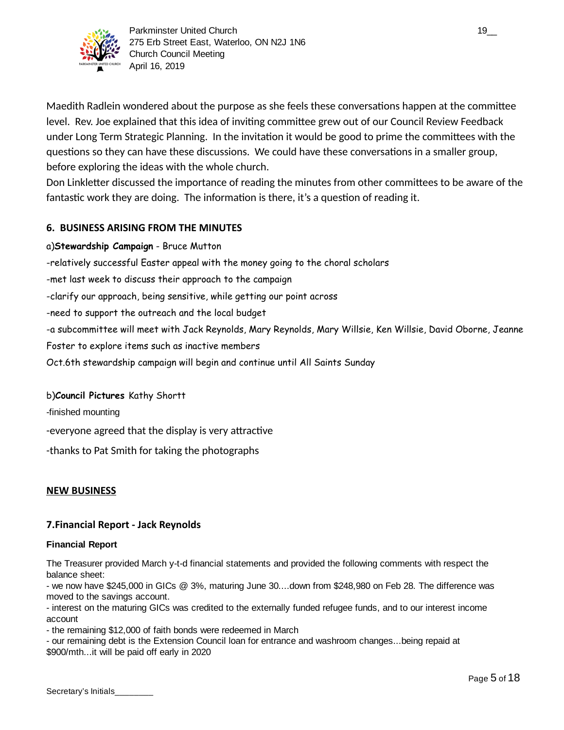Maedith Radlein wondered about the purpose as she feels these conversations happen at the committee level. Rev. Joe explained that this idea of inviting committee grew out of our Council Review Feedback under Long Term Strategic Planning. In the invitation it would be good to prime the committees with the questions so they can have these discussions. We could have these conversations in a smaller group, before exploring the ideas with the whole church.

Don Linkletter discussed the importance of reading the minutes from other committees to be aware of the fantastic work they are doing. The information is there, it's a question of reading it.

## 6. BUSINESS ARISING FROM THE MINUTES

a)**Stewardship Campaign** - Bruce Mutton

-relatively successful Easter appeal with the money going to the choral scholars

-met last week to discuss their approach to the campaign

-clarify our approach, being sensitive, while getting our point across

-need to support the outreach and the local budget

-a subcommittee will meet with Jack Reynolds, Mary Reynolds, Mary Willsie, Ken Willsie, David Oborne, Jeanne Foster to explore items such as inactive members

Oct.6th stewardship campaign will begin and continue until All Saints Sunday

b)**Council Pictures** Kathy Shortt

-finished mounting

-everyone agreed that the display is very attractive

-thanks to Pat Smith for taking the photographs

## NEW BUSINESS

### 7.Financial Report - Jack Reynolds

**Financial Report**

The Treasurer provided March y-t-d financial statements and provided the following comments with respect the balance sheet:

- we now have $245,000 in GICs @ 3%, maturing June 30....down from $248,980 on Feb 28. The difference was moved to the savings account.
- interest on the maturing GICs was credited to the externally funded refugee funds, and to our interest income account
- the remaining $12,000 of faith bonds were redeemed in March
- our remaining debt is the Extension Council loan for entrance and washroom changes...being repaid at $900/mth...it will be paid off early in 2020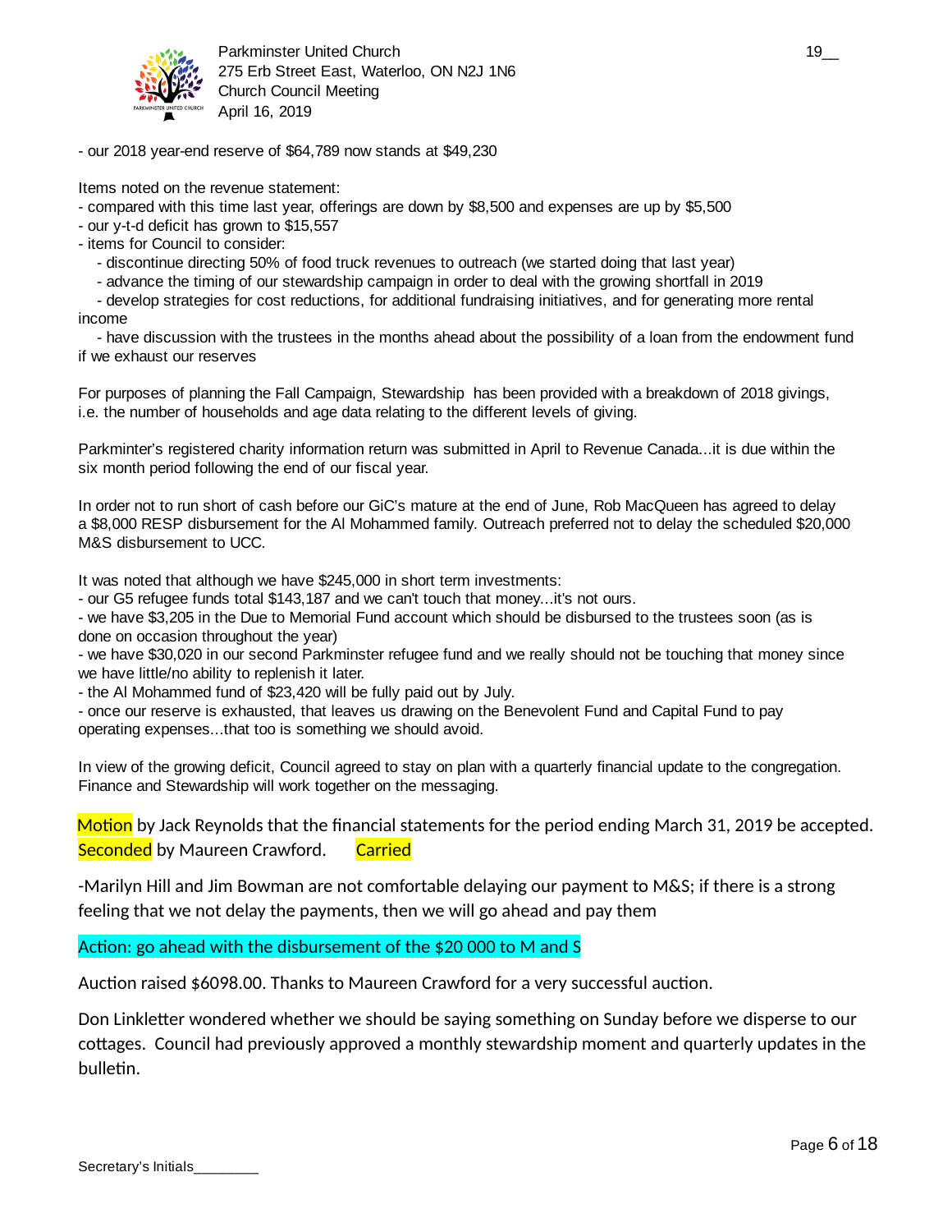- our 2018 year-end reserve of $64,789 now stands at $49,230

Items noted on the revenue statement:
- compared with this time last year, offerings are down by $8,500 and expenses are up by $5,500
- our y-t-d deficit has grown to $15,557
- items for Council to consider:
  - discontinue directing 50% of food truck revenues to outreach (we started doing that last year)
  - advance the timing of our stewardship campaign in order to deal with the growing shortfall in 2019
  - develop strategies for cost reductions, for additional fundraising initiatives, and for generating more rental income
  - have discussion with the trustees in the months ahead about the possibility of a loan from the endowment fund if we exhaust our reserves

For purposes of planning the Fall Campaign, Stewardship has been provided with a breakdown of 2018 givings, i.e. the number of households and age data relating to the different levels of giving.

Parkminter's registered charity information return was submitted in April to Revenue Canada...it is due within the six month period following the end of our fiscal year.

In order not to run short of cash before our GiC's mature at the end of June, Rob MacQueen has agreed to delay a $8,000 RESP disbursement for the Al Mohammed family. Outreach preferred not to delay the scheduled $20,000 M&S disbursement to UCC.

It was noted that although we have $245,000 in short term investments:
- our G5 refugee funds total $143,187 and we can't touch that money...it's not ours.
- we have $3,205 in the Due to Memorial Fund account which should be disbursed to the trustees soon (as is done on occasion throughout the year)
- we have $30,020 in our second Parkminster refugee fund and we really should not be touching that money since we have little/no ability to replenish it later.
- the Al Mohammed fund of $23,420 will be fully paid out by July.
- once our reserve is exhausted, that leaves us drawing on the Benevolent Fund and Capital Fund to pay operating expenses...that too is something we should avoid.

In view of the growing deficit, Council agreed to stay on plan with a quarterly financial update to the congregation. Finance and Stewardship will work together on the messaging.

Motion by Jack Reynolds that the financial statements for the period ending March 31, 2019 be accepted. Seconded by Maureen Crawford. Carried

-Marilyn Hill and Jim Bowman are not comfortable delaying our payment to M&S; if there is a strong feeling that we not delay the payments, then we will go ahead and pay them

Action: go ahead with the disbursement of the $20 000 to M and S

Auction raised $6098.00. Thanks to Maureen Crawford for a very successful auction.

Don Linkletter wondered whether we should be saying something on Sunday before we disperse to our cottages. Council had previously approved a monthly stewardship moment and quarterly updates in the bulletin.

Secretary's Initials________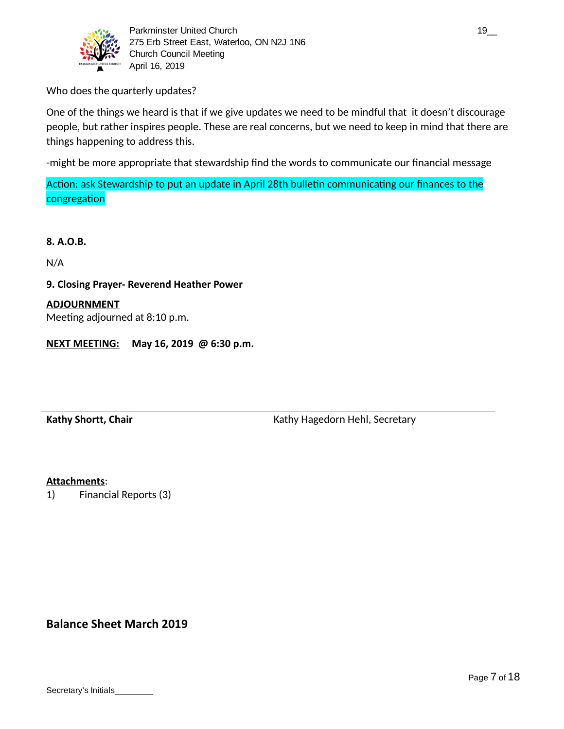Who does the quarterly updates?

One of the things we heard is that if we give updates we need to be mindful that it doesn't discourage people, but rather inspires people. These are real concerns, but we need to keep in mind that there are things happening to address this.

-might be more appropriate that stewardship find the words to communicate our financial message

Action: ask Stewardship to put an update in April 28th bulletin communicating our finances to the congregation

**8. A.O.B.**

N/A

**9. Closing Prayer- Reverend Heather Power**

**ADJOURNMENT**
Meeting adjourned at 8:10 p.m.

**NEXT MEETING: May 16, 2019 @ 6:30 p.m.**

**Kathy Shortt, Chair** Kathy Hagedorn Hehl, Secretary

**Attachments**:
1) Financial Reports (3)

## Balance Sheet March 2019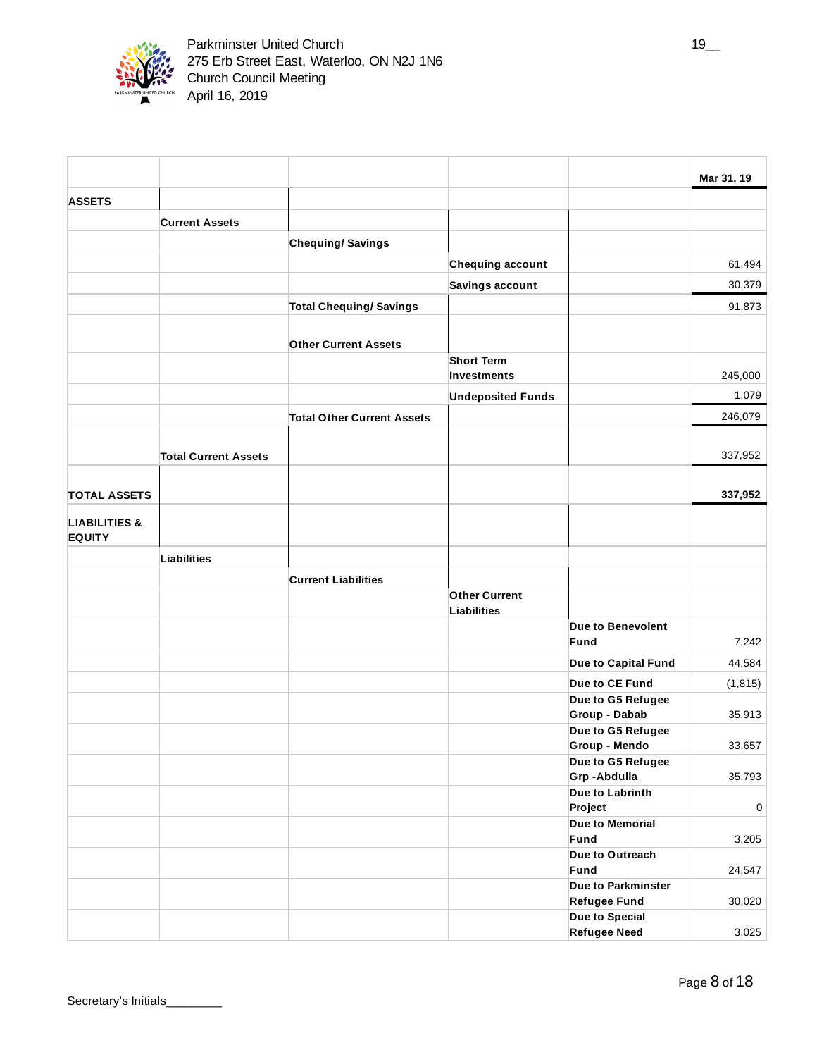Parkminster United Church
275 Erb Street East, Waterloo, ON N2J 1N6
Church Council Meeting
April 16, 2019

| | | | | | Mar 31, 19 |
|---|---|---|---|---|---|
| **ASSETS** | | | | | |
| | **Current Assets** | | | | |
| | | **Chequing/ Savings** | | | |
| | | | **Chequing account** | | 61,494 |
| | | | **Savings account** | | 30,379 |
| | | **Total Chequing/ Savings** | | | 91,873 |
| | | **Other Current Assets** | | | |
| | | | **Short Term Investments** | | 245,000 |
| | | | **Undeposited Funds** | | 1,079 |
| | | **Total Other Current Assets** | | | 246,079 |
| | **Total Current Assets** | | | | 337,952 |
| **TOTAL ASSETS** | | | | | **337,952** |
| **LIABILITIES & EQUITY** | | | | | |
| | **Liabilities** | | | | |
| | | **Current Liabilities** | | | |
| | | | **Other Current Liabilities** | | |
| | | | | **Due to Benevolent Fund** | 7,242 |
| | | | | **Due to Capital Fund** | 44,584 |
| | | | | **Due to CE Fund** | (1,815) |
| | | | | **Due to G5 Refugee Group - Dabab** | 35,913 |
| | | | | **Due to G5 Refugee Group - Mendo** | 33,657 |
| | | | | **Due to G5 Refugee Grp -Abdulla** | 35,793 |
| | | | | **Due to Labrinth Project** | 0 |
| | | | | **Due to Memorial Fund** | 3,205 |
| | | | | **Due to Outreach Fund** | 24,547 |
| | | | | **Due to Parkminster Refugee Fund** | 30,020 |
| | | | | **Due to Special Refugee Need** | 3,025 |

Secretary's Initials________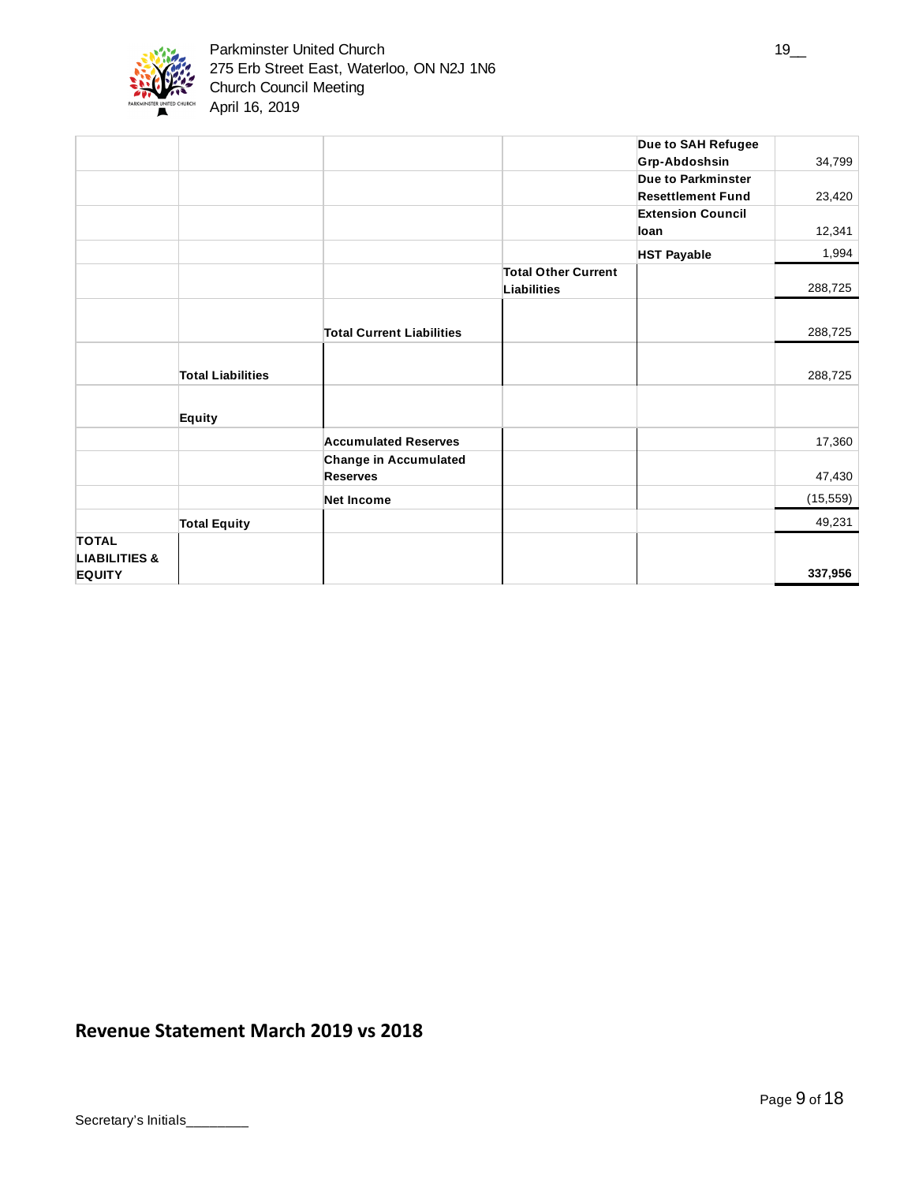| | | | | | |
|---|---|---|---|---|---|
| | | | | **Due to SAH Refugee Grp-Abdoshsin** | 34,799 |
| | | | | **Due to Parkminster Resettlement Fund** | 23,420 |
| | | | | **Extension Council loan** | 12,341 |
| | | | | **HST Payable** | 1,994 |
| | | | **Total Other Current Liabilities** | | 288,725 |
| | | **Total Current Liabilities** | | | 288,725 |
| | **Total Liabilities** | | | | 288,725 |
| | **Equity** | | | | |
| | | **Accumulated Reserves** | | | 17,360 |
| | | **Change in Accumulated Reserves** | | | 47,430 |
| | | **Net Income** | | | (15,559) |
| | **Total Equity** | | | | 49,231 |
| **TOTAL LIABILITIES & EQUITY** | | | | | **337,956** |

## Revenue Statement March 2019 vs 2018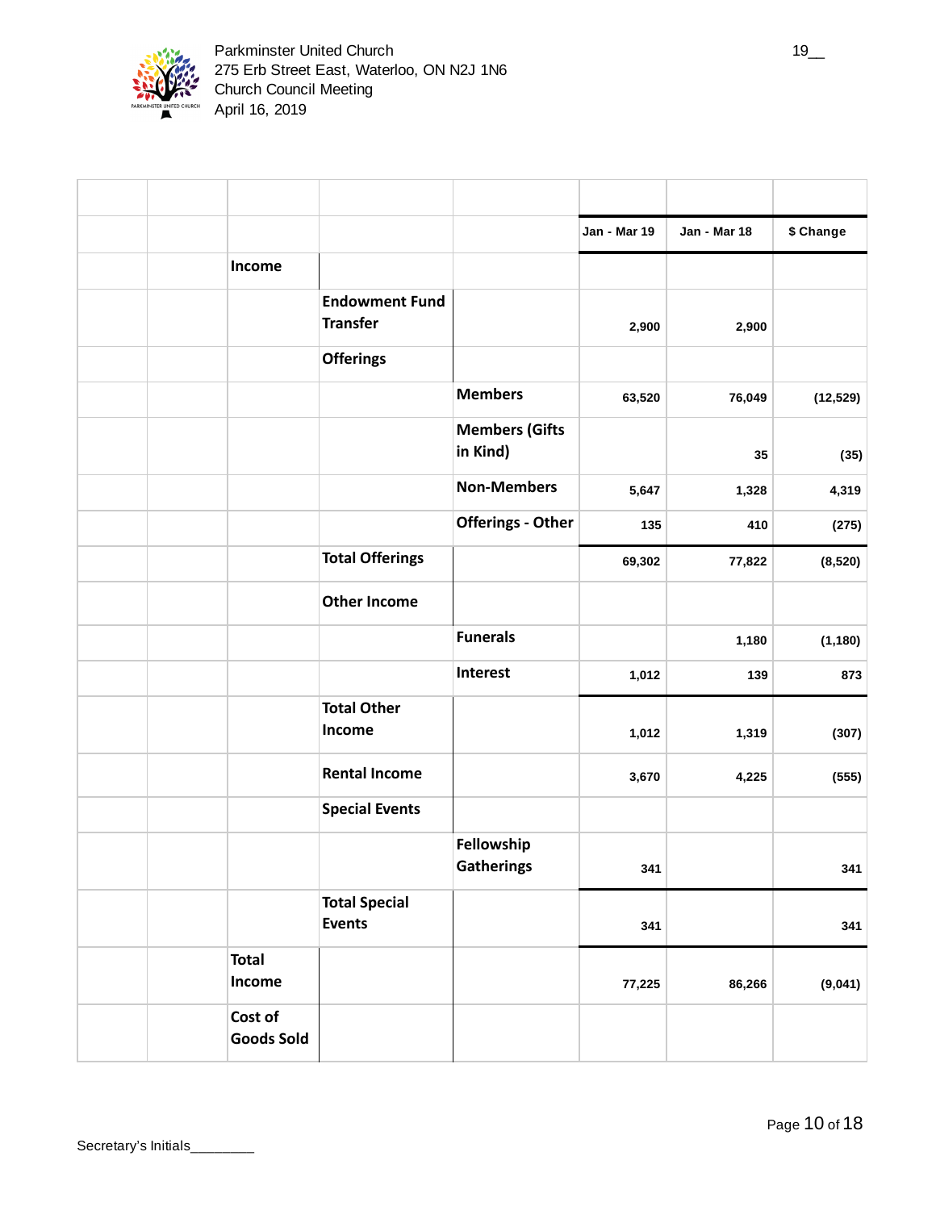| | | | | Jan - Mar 19 | Jan - Mar 18 | $ Change |
|---|---|---|---|---|---|---|
| | **Income** | | | | | |
| | | **Endowment Fund Transfer** | | 2,900 | 2,900 | |
| | | **Offerings** | | | | |
| | | | **Members** | 63,520 | 76,049 | (12,529) |
| | | | **Members (Gifts in Kind)** | | 35 | (35) |
| | | | **Non-Members** | 5,647 | 1,328 | 4,319 |
| | | | **Offerings - Other** | 135 | 410 | (275) |
| | | **Total Offerings** | | 69,302 | 77,822 | (8,520) |
| | | **Other Income** | | | | |
| | | | **Funerals** | | 1,180 | (1,180) |
| | | | **Interest** | 1,012 | 139 | 873 |
| | | **Total Other Income** | | 1,012 | 1,319 | (307) |
| | | **Rental Income** | | 3,670 | 4,225 | (555) |
| | | **Special Events** | | | | |
| | | | **Fellowship Gatherings** | 341 | | 341 |
| | | **Total Special Events** | | 341 | | 341 |
| | **Total Income** | | | 77,225 | 86,266 | (9,041) |
| | **Cost of Goods Sold** | | | | | |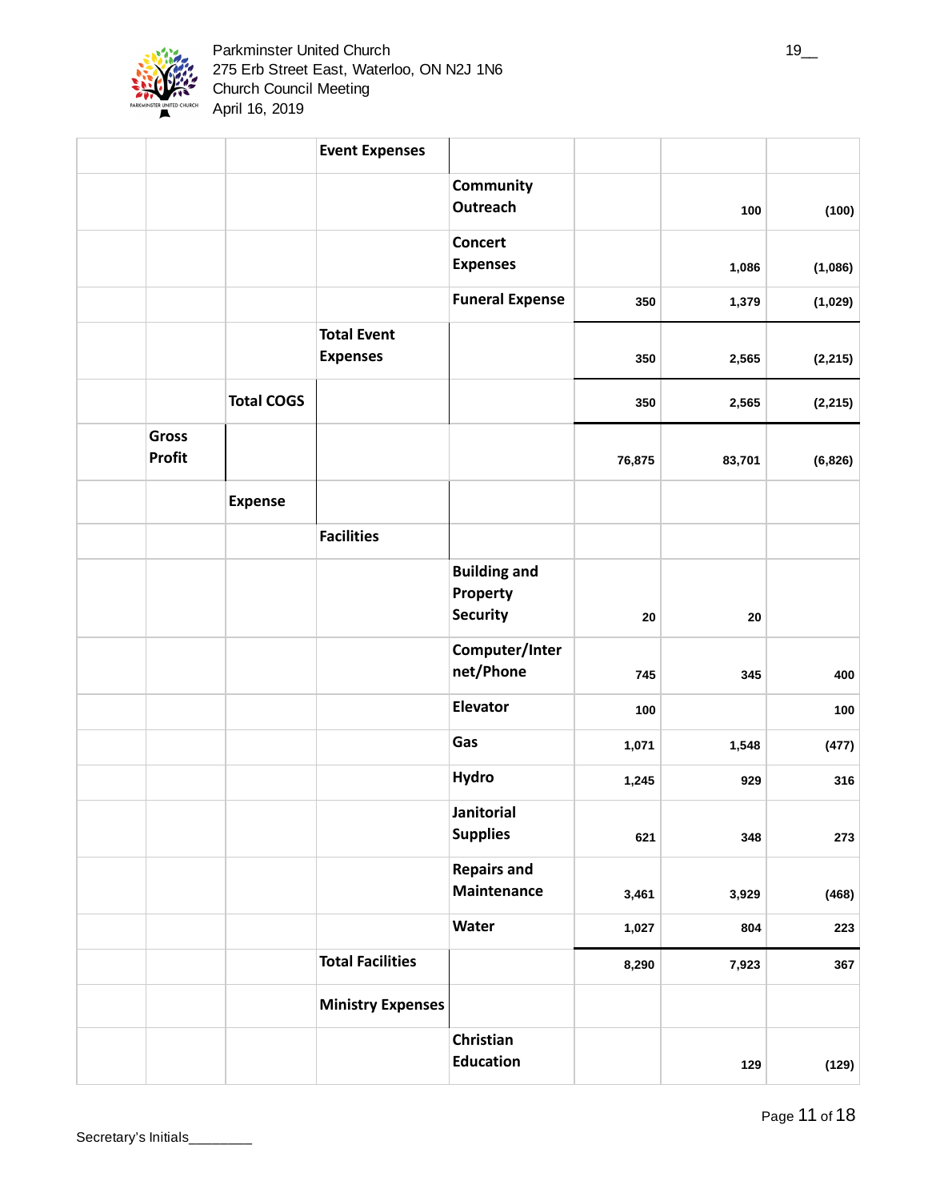| | | | | | | |
|---|---|---|---|---|---|---|
| | | **Event Expenses** | | | | |
| | | | **Community Outreach** | | 100 | (100) |
| | | | **Concert Expenses** | | 1,086 | (1,086) |
| | | | **Funeral Expense** | 350 | 1,379 | (1,029) |
| | | **Total Event Expenses** | | 350 | 2,565 | (2,215) |
| | **Total COGS** | | | 350 | 2,565 | (2,215) |
| **Gross Profit** | | | | 76,875 | 83,701 | (6,826) |
| | **Expense** | | | | | |
| | | **Facilities** | | | | |
| | | | **Building and Property Security** | 20 | 20 | |
| | | | **Computer/Internet/Phone** | 745 | 345 | 400 |
| | | | **Elevator** | 100 | | 100 |
| | | | **Gas** | 1,071 | 1,548 | (477) |
| | | | **Hydro** | 1,245 | 929 | 316 |
| | | | **Janitorial Supplies** | 621 | 348 | 273 |
| | | | **Repairs and Maintenance** | 3,461 | 3,929 | (468) |
| | | | **Water** | 1,027 | 804 | 223 |
| | | **Total Facilities** | | 8,290 | 7,923 | 367 |
| | | **Ministry Expenses** | | | | |
| | | | **Christian Education** | | 129 | (129) |

Secretary's Initials________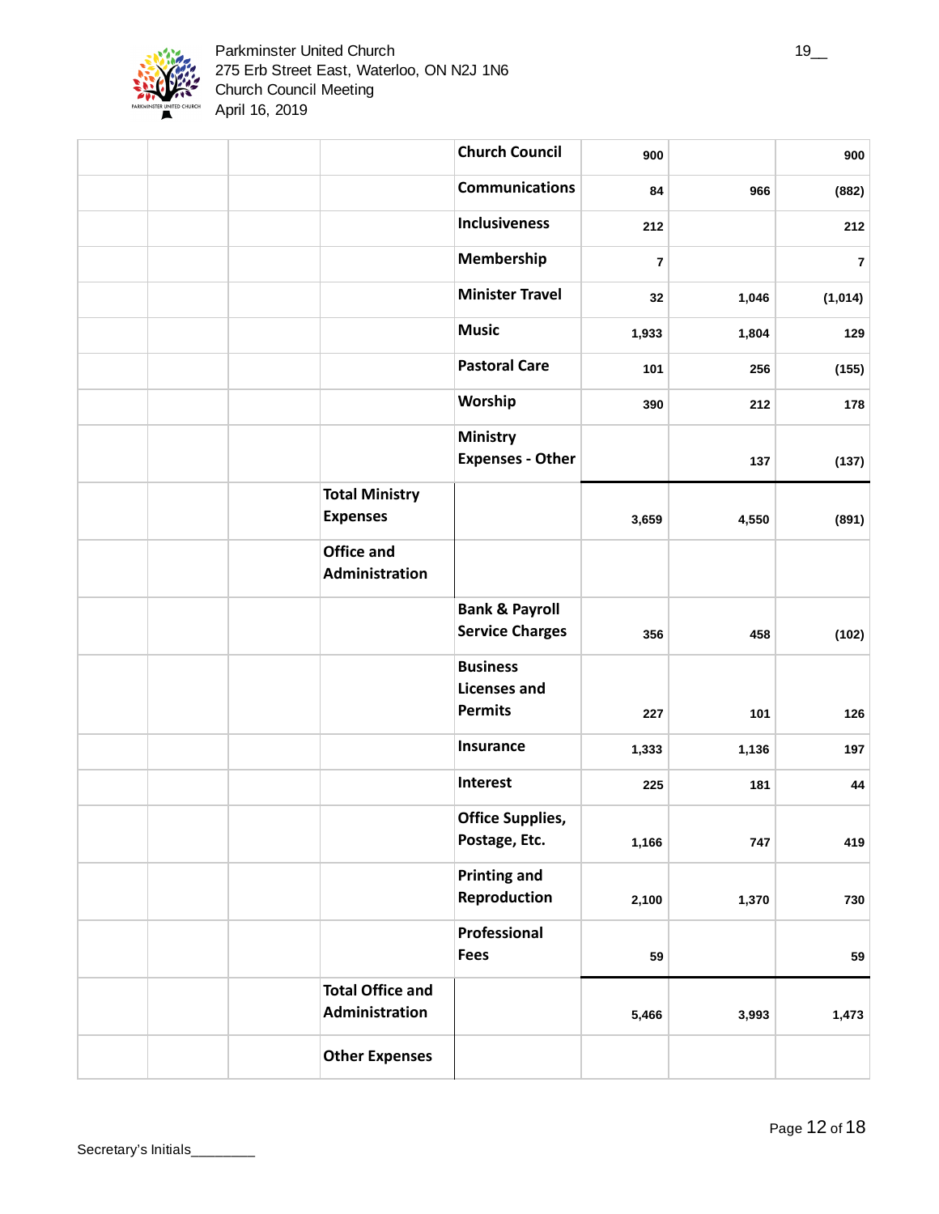Parkminster United Church
275 Erb Street East, Waterloo, ON N2J 1N6
Church Council Meeting
April 16, 2019

| | | | | | | | |
|---|---|---|---|---|---|---|---|
| | | | | Church Council | 900 | | 900 |
| | | | | Communications | 84 | 966 | (882) |
| | | | | Inclusiveness | 212 | | 212 |
| | | | | Membership | 7 | | 7 |
| | | | | Minister Travel | 32 | 1,046 | (1,014) |
| | | | | Music | 1,933 | 1,804 | 129 |
| | | | | Pastoral Care | 101 | 256 | (155) |
| | | | | Worship | 390 | 212 | 178 |
| | | | | Ministry Expenses - Other | | 137 | (137) |
| | | | Total Ministry Expenses | | 3,659 | 4,550 | (891) |
| | | | Office and Administration | | | | |
| | | | | Bank & Payroll Service Charges | 356 | 458 | (102) |
| | | | | Business Licenses and Permits | 227 | 101 | 126 |
| | | | | Insurance | 1,333 | 1,136 | 197 |
| | | | | Interest | 225 | 181 | 44 |
| | | | | Office Supplies, Postage, Etc. | 1,166 | 747 | 419 |
| | | | | Printing and Reproduction | 2,100 | 1,370 | 730 |
| | | | | Professional Fees | 59 | | 59 |
| | | | Total Office and Administration | | 5,466 | 3,993 | 1,473 |
| | | | Other Expenses | | | | |

Secretary's Initials________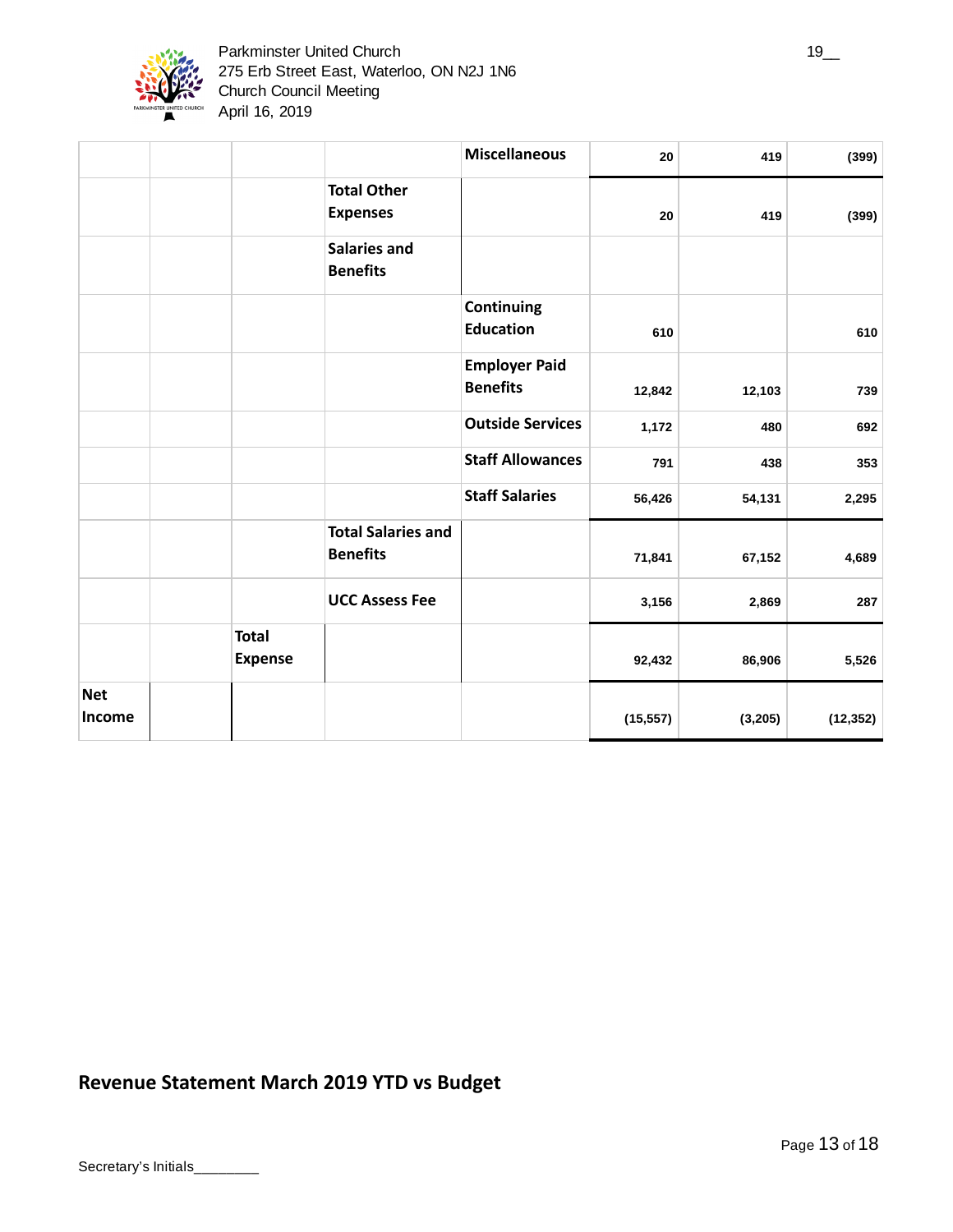| | | | | | | | |
|---|---|---|---|---|---|---|---|
| | | | | **Miscellaneous** | 20 | 419 | (399) |
| | | | **Total Other Expenses** | | 20 | 419 | (399) |
| | | | **Salaries and Benefits** | | | | |
| | | | | **Continuing Education** | 610 | | 610 |
| | | | | **Employer Paid Benefits** | 12,842 | 12,103 | 739 |
| | | | | **Outside Services** | 1,172 | 480 | 692 |
| | | | | **Staff Allowances** | 791 | 438 | 353 |
| | | | | **Staff Salaries** | 56,426 | 54,131 | 2,295 |
| | | | **Total Salaries and Benefits** | | 71,841 | 67,152 | 4,689 |
| | | | **UCC Assess Fee** | | 3,156 | 2,869 | 287 |
| | | **Total Expense** | | | 92,432 | 86,906 | 5,526 |
| **Net Income** | | | | | (15,557) | (3,205) | (12,352) |

## Revenue Statement March 2019 YTD vs Budget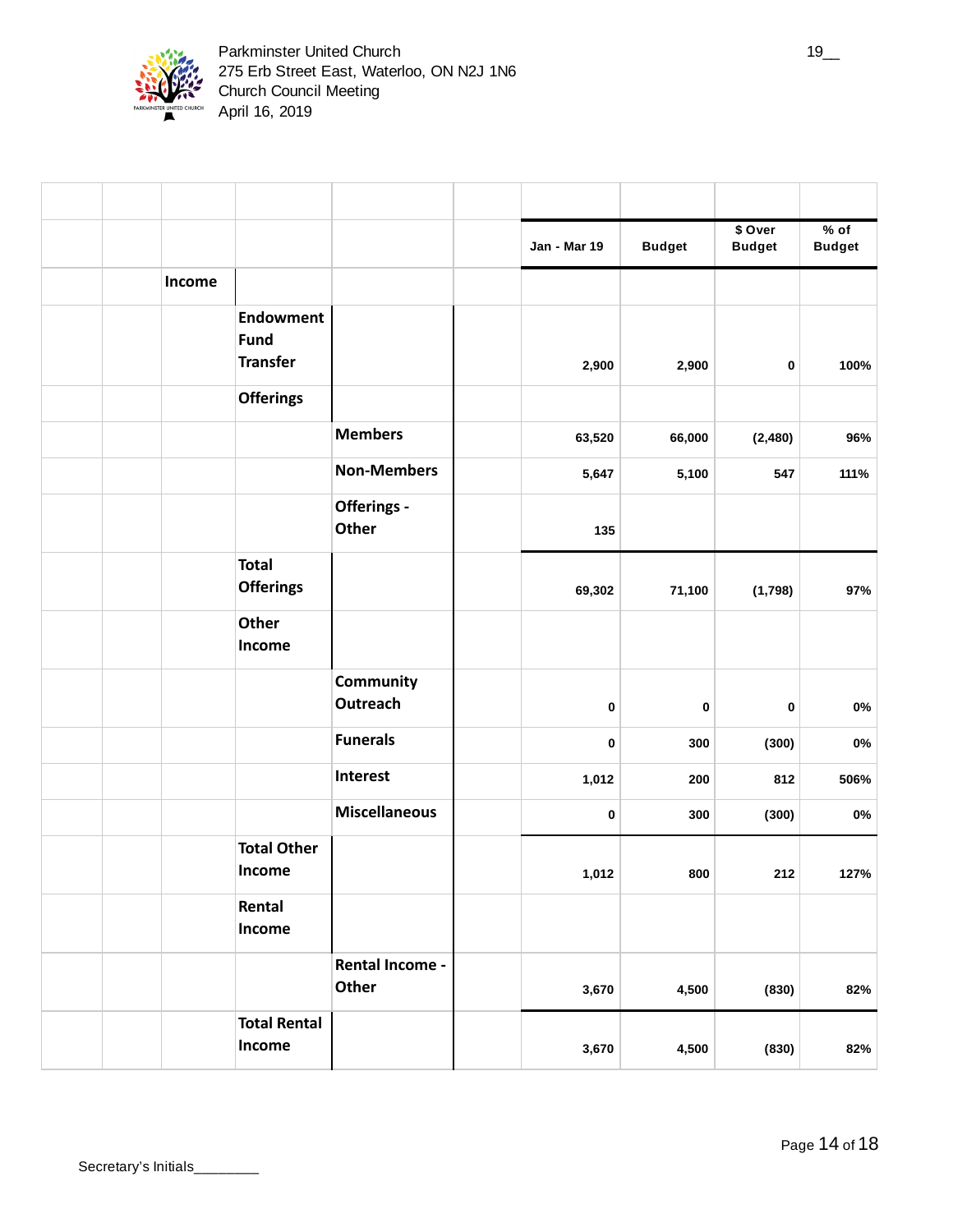Parkminster United Church
275 Erb Street East, Waterloo, ON N2J 1N6
Church Council Meeting
April 16, 2019

| | | | Jan - Mar 19 | Budget | $ Over Budget | % of Budget |
|---|---|---|---|---|---|---|
| **Income** | | | | | | |
| | **Endowment Fund Transfer** | | 2,900 | 2,900 | 0 | 100% |
| | **Offerings** | | | | | |
| | | **Members** | 63,520 | 66,000 | (2,480) | 96% |
| | | **Non-Members** | 5,647 | 5,100 | 547 | 111% |
| | | **Offerings - Other** | 135 | | | |
| | **Total Offerings** | | 69,302 | 71,100 | (1,798) | 97% |
| | **Other Income** | | | | | |
| | | **Community Outreach** | 0 | 0 | 0 | 0% |
| | | **Funerals** | 0 | 300 | (300) | 0% |
| | | **Interest** | 1,012 | 200 | 812 | 506% |
| | | **Miscellaneous** | 0 | 300 | (300) | 0% |
| | **Total Other Income** | | 1,012 | 800 | 212 | 127% |
| | **Rental Income** | | | | | |
| | | **Rental Income - Other** | 3,670 | 4,500 | (830) | 82% |
| | **Total Rental Income** | | 3,670 | 4,500 | (830) | 82% |

Secretary's Initials________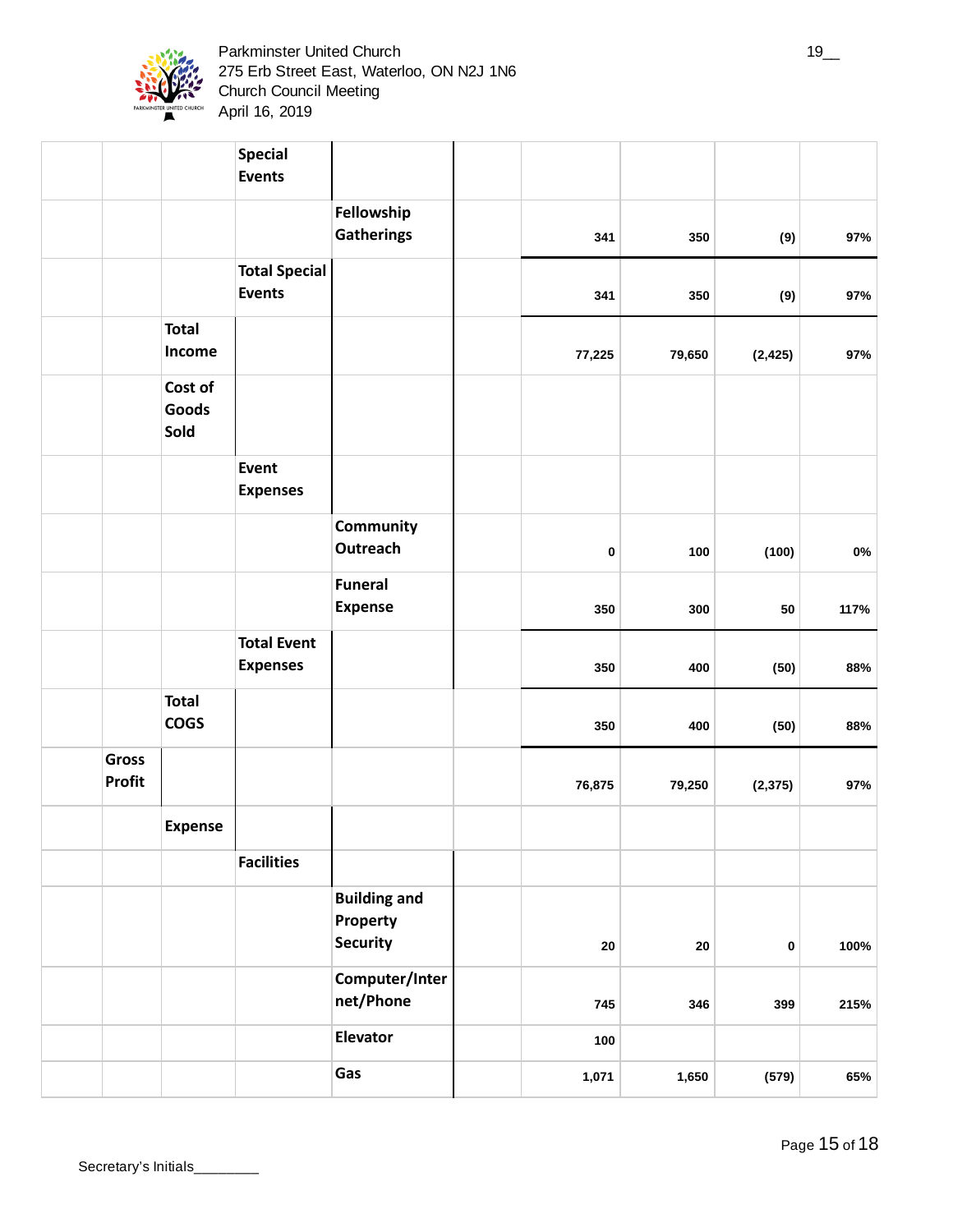| | | | | | | | | |
|---|---|---|---|---|---|---|---|---|
| | | **Special Events** | | | | | | |
| | | | **Fellowship Gatherings** | | **341** | **350** | **(9)** | **97%** |
| | | **Total Special Events** | | | **341** | **350** | **(9)** | **97%** |
| | **Total Income** | | | | **77,225** | **79,650** | **(2,425)** | **97%** |
| | **Cost of Goods Sold** | | | | | | | |
| | | **Event Expenses** | | | | | | |
| | | | **Community Outreach** | | **0** | **100** | **(100)** | **0%** |
| | | | **Funeral Expense** | | **350** | **300** | **50** | **117%** |
| | | **Total Event Expenses** | | | **350** | **400** | **(50)** | **88%** |
| | **Total COGS** | | | | **350** | **400** | **(50)** | **88%** |
| **Gross Profit** | | | | | **76,875** | **79,250** | **(2,375)** | **97%** |
| | **Expense** | | | | | | | |
| | | **Facilities** | | | | | | |
| | | | **Building and Property Security** | | **20** | **20** | **0** | **100%** |
| | | | **Computer/Internet/Phone** | | **745** | **346** | **399** | **215%** |
| | | | **Elevator** | | **100** | | | |
| | | | **Gas** | | **1,071** | **1,650** | **(579)** | **65%** |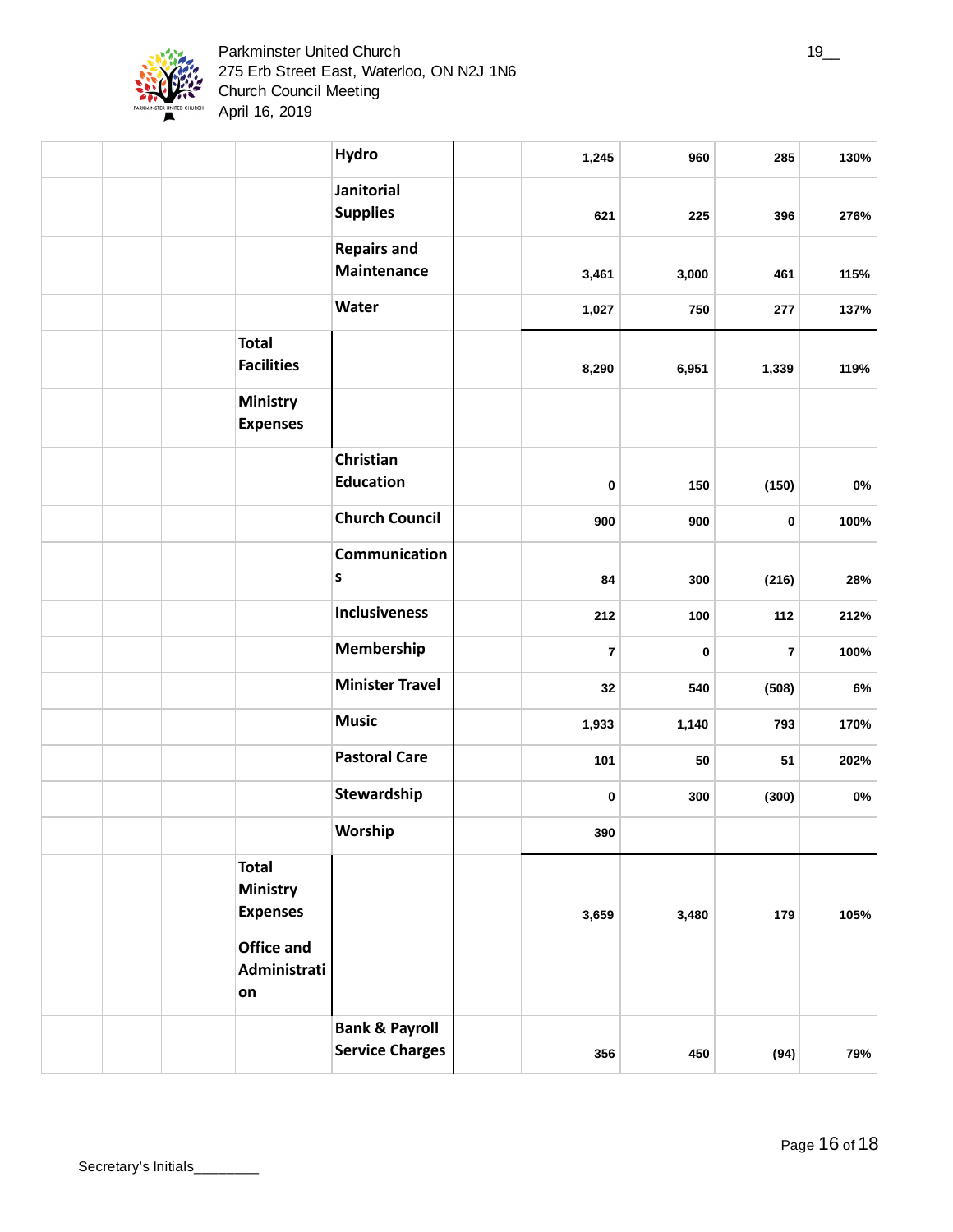| | | | | | | | | |
|---|---|---|---|---|---|---|---|---|
| | | | Hydro | | 1,245 | 960 | 285 | 130% |
| | | | Janitorial Supplies | | 621 | 225 | 396 | 276% |
| | | | Repairs and Maintenance | | 3,461 | 3,000 | 461 | 115% |
| | | | Water | | 1,027 | 750 | 277 | 137% |
| | | Total Facilities | | | 8,290 | 6,951 | 1,339 | 119% |
| | | Ministry Expenses | | | | | | |
| | | | Christian Education | | 0 | 150 | (150) | 0% |
| | | | Church Council | | 900 | 900 | 0 | 100% |
| | | | Communications | | 84 | 300 | (216) | 28% |
| | | | Inclusiveness | | 212 | 100 | 112 | 212% |
| | | | Membership | | 7 | 0 | 7 | 100% |
| | | | Minister Travel | | 32 | 540 | (508) | 6% |
| | | | Music | | 1,933 | 1,140 | 793 | 170% |
| | | | Pastoral Care | | 101 | 50 | 51 | 202% |
| | | | Stewardship | | 0 | 300 | (300) | 0% |
| | | | Worship | | 390 | | | |
| | | Total Ministry Expenses | | | 3,659 | 3,480 | 179 | 105% |
| | | Office and Administration | | | | | | |
| | | | Bank & Payroll Service Charges | | 356 | 450 | (94) | 79% |

Secretary's Initials________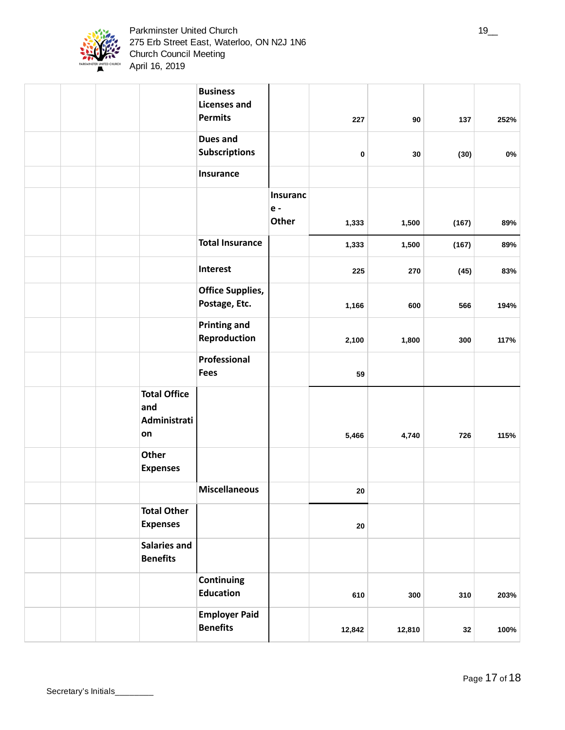| | | | | | | | | |
|---|---|---|---|---|---|---|---|---|
| | | | Business Licenses and Permits | | 227 | 90 | 137 | 252% |
| | | | Dues and Subscriptions | | 0 | 30 | (30) | 0% |
| | | | Insurance | | | | | |
| | | | | Insurance - Other | 1,333 | 1,500 | (167) | 89% |
| | | | Total Insurance | | 1,333 | 1,500 | (167) | 89% |
| | | | Interest | | 225 | 270 | (45) | 83% |
| | | | Office Supplies, Postage, Etc. | | 1,166 | 600 | 566 | 194% |
| | | | Printing and Reproduction | | 2,100 | 1,800 | 300 | 117% |
| | | | Professional Fees | | 59 | | | |
| | | Total Office and Administration | | | 5,466 | 4,740 | 726 | 115% |
| | | Other Expenses | | | | | | |
| | | | Miscellaneous | | 20 | | | |
| | | Total Other Expenses | | | 20 | | | |
| | | Salaries and Benefits | | | | | | |
| | | | Continuing Education | | 610 | 300 | 310 | 203% |
| | | | Employer Paid Benefits | | 12,842 | 12,810 | 32 | 100% |

Secretary's Initials________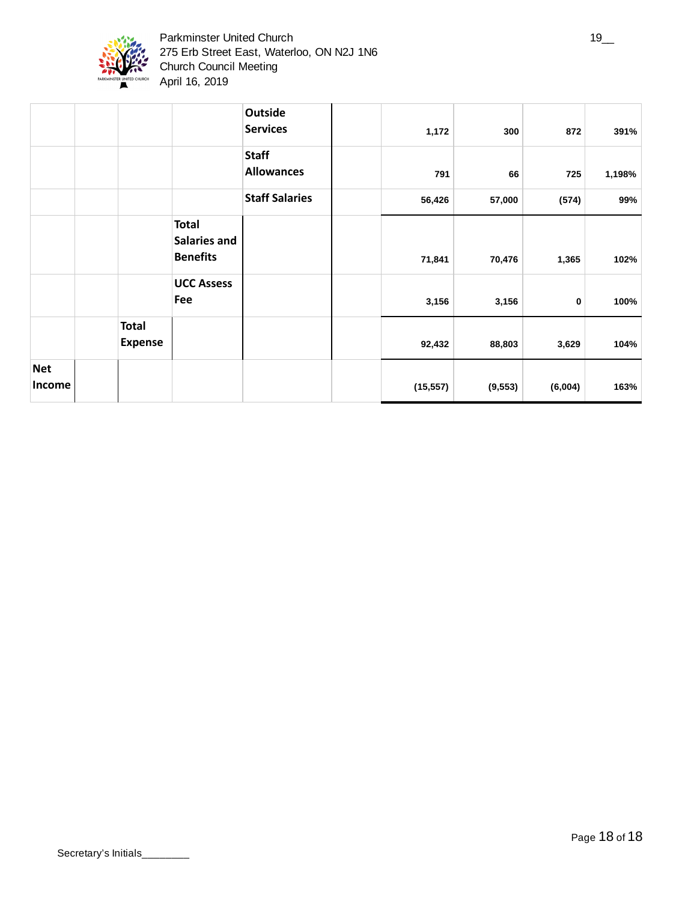| | | | | | | | | | |
|---|---|---|---|---|---|---|---|---|---|
| | | | | **Outside Services** | | 1,172 | 300 | 872 | 391% |
| | | | | **Staff Allowances** | | 791 | 66 | 725 | 1,198% |
| | | | | **Staff Salaries** | | 56,426 | 57,000 | (574) | 99% |
| | | | **Total Salaries and Benefits** | | | 71,841 | 70,476 | 1,365 | 102% |
| | | | **UCC Assess Fee** | | | 3,156 | 3,156 | 0 | 100% |
| | | **Total Expense** | | | | 92,432 | 88,803 | 3,629 | 104% |
| **Net Income** | | | | | | (15,557) | (9,553) | (6,004) | 163% |

Secretary's Initials________